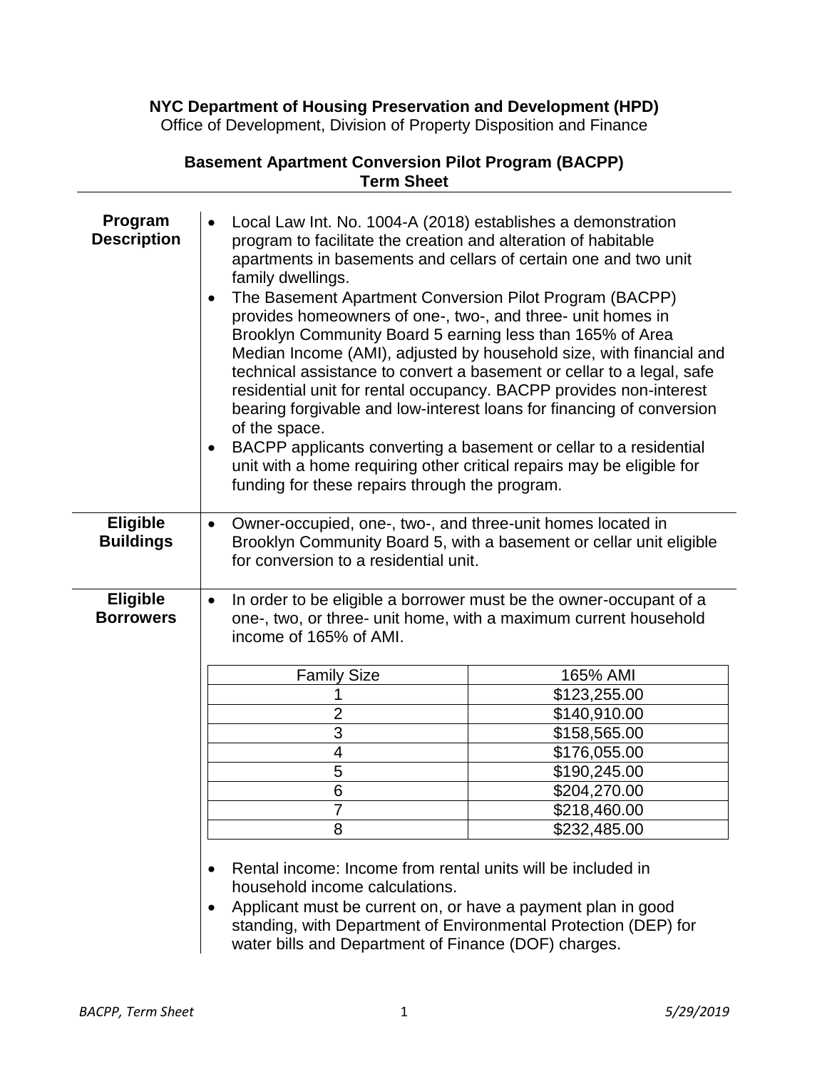**NYC Department of Housing Preservation and Development (HPD)**
Office of Development, Division of Property Disposition and Finance

**Basement Apartment Conversion Pilot Program (BACPP)**
**Term Sheet**

---

**Program Description**

- Local Law Int. No. 1004-A (2018) establishes a demonstration program to facilitate the creation and alteration of habitable apartments in basements and cellars of certain one and two unit family dwellings.
- The Basement Apartment Conversion Pilot Program (BACPP) provides homeowners of one-, two-, and three- unit homes in Brooklyn Community Board 5 earning less than 165% of Area Median Income (AMI), adjusted by household size, with financial and technical assistance to convert a basement or cellar to a legal, safe residential unit for rental occupancy. BACPP provides non-interest bearing forgivable and low-interest loans for financing of conversion of the space.
- BACPP applicants converting a basement or cellar to a residential unit with a home requiring other critical repairs may be eligible for funding for these repairs through the program.

**Eligible Buildings**

- Owner-occupied, one-, two-, and three-unit homes located in Brooklyn Community Board 5, with a basement or cellar unit eligible for conversion to a residential unit.

**Eligible Borrowers**

- In order to be eligible a borrower must be the owner-occupant of a one-, two, or three- unit home, with a maximum current household income of 165% of AMI.

| Family Size | 165% AMI |
|---|---|
| 1 | $123,255.00 |
| 2 | $140,910.00 |
| 3 | $158,565.00 |
| 4 | $176,055.00 |
| 5 | $190,245.00 |
| 6 | $204,270.00 |
| 7 | $218,460.00 |
| 8 | $232,485.00 |

- Rental income: Income from rental units will be included in household income calculations.
- Applicant must be current on, or have a payment plan in good standing, with Department of Environmental Protection (DEP) for water bills and Department of Finance (DOF) charges.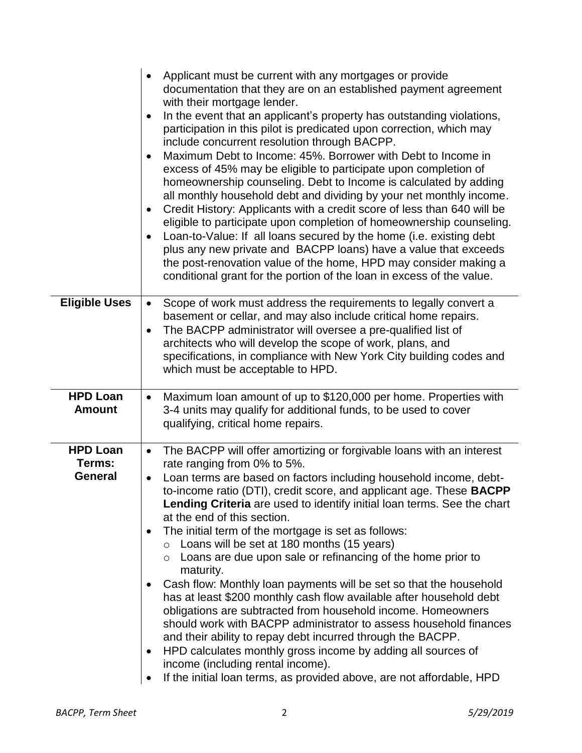| | |
|---|---|
| | • Applicant must be current with any mortgages or provide documentation that they are on an established payment agreement with their mortgage lender.<br>• In the event that an applicant's property has outstanding violations, participation in this pilot is predicated upon correction, which may include concurrent resolution through BACPP.<br>• Maximum Debt to Income: 45%. Borrower with Debt to Income in excess of 45% may be eligible to participate upon completion of homeownership counseling. Debt to Income is calculated by adding all monthly household debt and dividing by your net monthly income.<br>• Credit History: Applicants with a credit score of less than 640 will be eligible to participate upon completion of homeownership counseling.<br>• Loan-to-Value: If all loans secured by the home (i.e. existing debt plus any new private and BACPP loans) have a value that exceeds the post-renovation value of the home, HPD may consider making a conditional grant for the portion of the loan in excess of the value. |
| **Eligible Uses** | • Scope of work must address the requirements to legally convert a basement or cellar, and may also include critical home repairs.<br>• The BACPP administrator will oversee a pre-qualified list of architects who will develop the scope of work, plans, and specifications, in compliance with New York City building codes and which must be acceptable to HPD. |
| **HPD Loan Amount** | • Maximum loan amount of up to $120,000 per home. Properties with 3-4 units may qualify for additional funds, to be used to cover qualifying, critical home repairs. |
| **HPD Loan Terms: General** | • The BACPP will offer amortizing or forgivable loans with an interest rate ranging from 0% to 5%.<br>• Loan terms are based on factors including household income, debt-to-income ratio (DTI), credit score, and applicant age. These **BACPP Lending Criteria** are used to identify initial loan terms. See the chart at the end of this section.<br>• The initial term of the mortgage is set as follows:<br>  ○ Loans will be set at 180 months (15 years)<br>  ○ Loans are due upon sale or refinancing of the home prior to maturity.<br>• Cash flow: Monthly loan payments will be set so that the household has at least $200 monthly cash flow available after household debt obligations are subtracted from household income. Homeowners should work with BACPP administrator to assess household finances and their ability to repay debt incurred through the BACPP.<br>• HPD calculates monthly gross income by adding all sources of income (including rental income).<br>• If the initial loan terms, as provided above, are not affordable, HPD |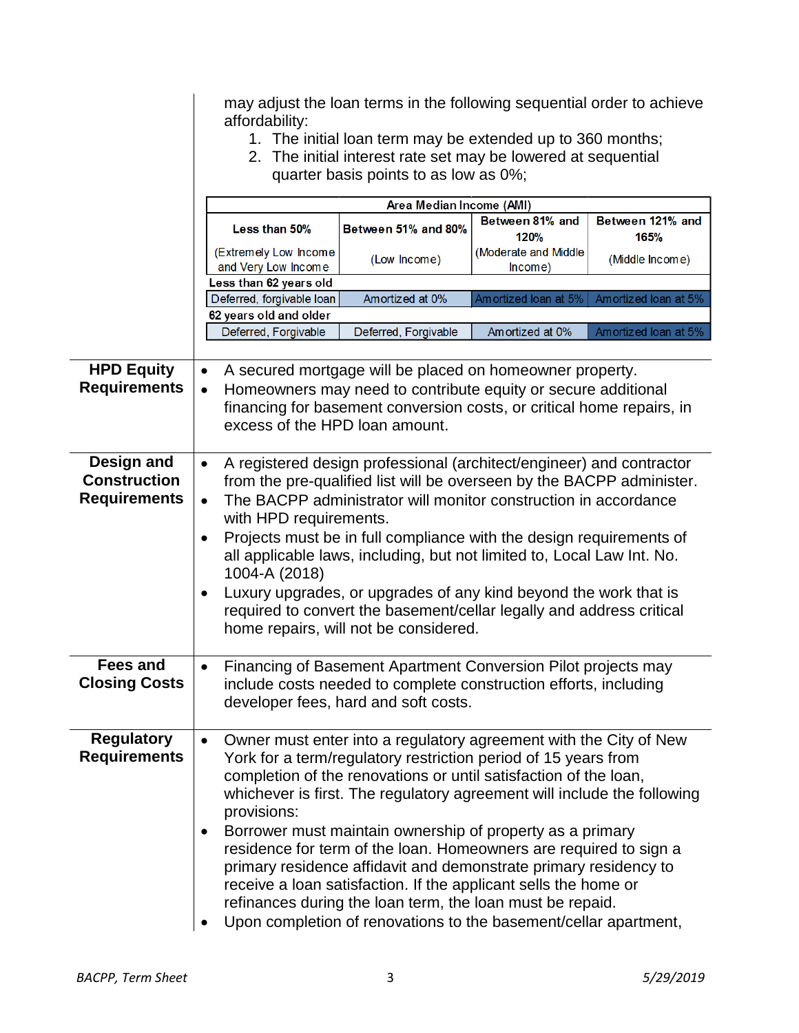may adjust the loan terms in the following sequential order to achieve affordability:

1. The initial loan term may be extended up to 360 months;
2. The initial interest rate set may be lowered at sequential quarter basis points to as low as 0%;

| Area Median Income (AMI) | | | |
|---|---|---|---|
| Less than 50% (Extremely Low Income and Very Low Income | Between 51% and 80% (Low Income) | Between 81% and 120% (Moderate and Middle Income) | Between 121% and 165% (Middle Income) |
| **Less than 62 years old** | | | |
| Deferred, forgivable loan | Amortized at 0% | Amortized loan at 5% | Amortized loan at 5% |
| **62 years old and older** | | | |
| Deferred, Forgivable | Deferred, Forgivable | Amortized at 0% | Amortized loan at 5% |

**HPD Equity Requirements**

- A secured mortgage will be placed on homeowner property.
- Homeowners may need to contribute equity or secure additional financing for basement conversion costs, or critical home repairs, in excess of the HPD loan amount.

**Design and Construction Requirements**

- A registered design professional (architect/engineer) and contractor from the pre-qualified list will be overseen by the BACPP administer.
- The BACPP administrator will monitor construction in accordance with HPD requirements.
- Projects must be in full compliance with the design requirements of all applicable laws, including, but not limited to, Local Law Int. No. 1004-A (2018)
- Luxury upgrades, or upgrades of any kind beyond the work that is required to convert the basement/cellar legally and address critical home repairs, will not be considered.

**Fees and Closing Costs**

- Financing of Basement Apartment Conversion Pilot projects may include costs needed to complete construction efforts, including developer fees, hard and soft costs.

**Regulatory Requirements**

- Owner must enter into a regulatory agreement with the City of New York for a term/regulatory restriction period of 15 years from completion of the renovations or until satisfaction of the loan, whichever is first. The regulatory agreement will include the following provisions:
- Borrower must maintain ownership of property as a primary residence for term of the loan. Homeowners are required to sign a primary residence affidavit and demonstrate primary residency to receive a loan satisfaction. If the applicant sells the home or refinances during the loan term, the loan must be repaid.
- Upon completion of renovations to the basement/cellar apartment,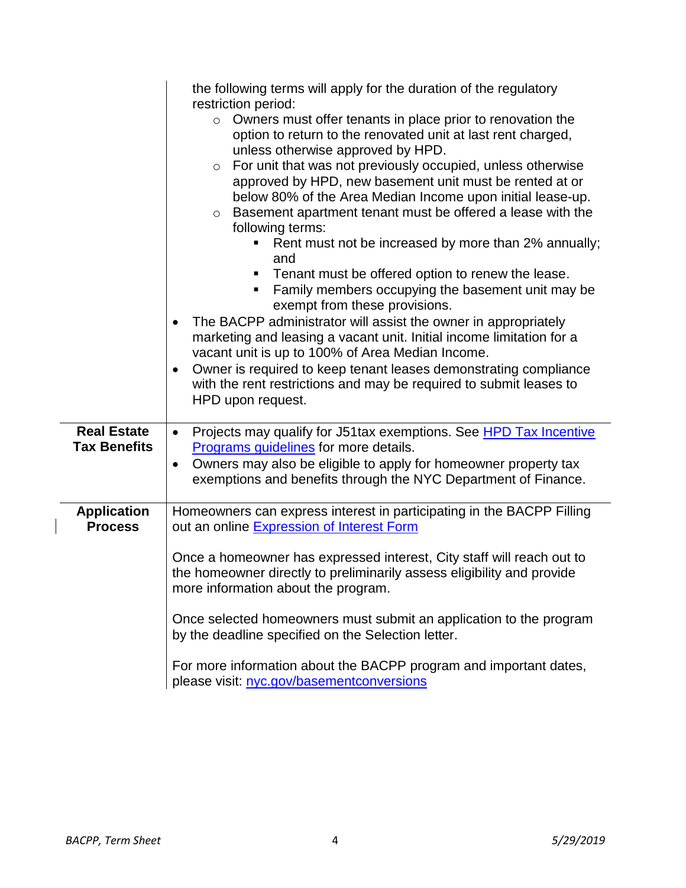| | |
|---|---|
| | the following terms will apply for the duration of the regulatory restriction period:<br>○ Owners must offer tenants in place prior to renovation the option to return to the renovated unit at last rent charged, unless otherwise approved by HPD.<br>○ For unit that was not previously occupied, unless otherwise approved by HPD, new basement unit must be rented at or below 80% of the Area Median Income upon initial lease-up.<br>○ Basement apartment tenant must be offered a lease with the following terms:<br>▪ Rent must not be increased by more than 2% annually; and<br>▪ Tenant must be offered option to renew the lease.<br>▪ Family members occupying the basement unit may be exempt from these provisions.<br>• The BACPP administrator will assist the owner in appropriately marketing and leasing a vacant unit. Initial income limitation for a vacant unit is up to 100% of Area Median Income.<br>• Owner is required to keep tenant leases demonstrating compliance with the rent restrictions and may be required to submit leases to HPD upon request. |
| **Real Estate Tax Benefits** | • Projects may qualify for J51tax exemptions. See [HPD Tax Incentive Programs guidelines] for more details.<br>• Owners may also be eligible to apply for homeowner property tax exemptions and benefits through the NYC Department of Finance. |
| **Application Process** | Homeowners can express interest in participating in the BACPP Filling out an online [Expression of Interest Form]<br><br>Once a homeowner has expressed interest, City staff will reach out to the homeowner directly to preliminarily assess eligibility and provide more information about the program.<br><br>Once selected homeowners must submit an application to the program by the deadline specified on the Selection letter.<br><br>For more information about the BACPP program and important dates, please visit: [nyc.gov/basementconversions] |